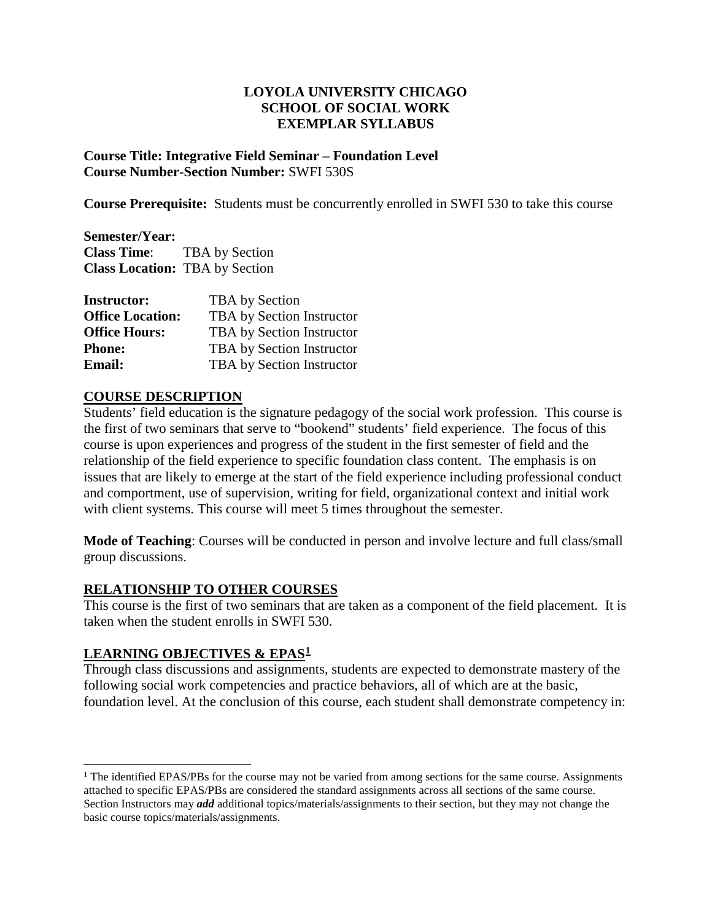**LOYOLA UNIVERSITY CHICAGO**
**SCHOOL OF SOCIAL WORK**
**EXEMPLAR SYLLABUS**

**Course Title: Integrative Field Seminar – Foundation Level**
**Course Number-Section Number:** SWFI 530S

**Course Prerequisite:** Students must be concurrently enrolled in SWFI 530 to take this course

**Semester/Year:**
**Class Time**: TBA by Section
**Class Location:** TBA by Section

**Instructor:** TBA by Section
**Office Location:** TBA by Section Instructor
**Office Hours:** TBA by Section Instructor
**Phone:** TBA by Section Instructor
**Email:** TBA by Section Instructor

## COURSE DESCRIPTION

Students' field education is the signature pedagogy of the social work profession. This course is the first of two seminars that serve to "bookend" students' field experience. The focus of this course is upon experiences and progress of the student in the first semester of field and the relationship of the field experience to specific foundation class content. The emphasis is on issues that are likely to emerge at the start of the field experience including professional conduct and comportment, use of supervision, writing for field, organizational context and initial work with client systems. This course will meet 5 times throughout the semester.

**Mode of Teaching**: Courses will be conducted in person and involve lecture and full class/small group discussions.

## RELATIONSHIP TO OTHER COURSES

This course is the first of two seminars that are taken as a component of the field placement. It is taken when the student enrolls in SWFI 530.

## LEARNING OBJECTIVES & EPAS[1]

Through class discussions and assignments, students are expected to demonstrate mastery of the following social work competencies and practice behaviors, all of which are at the basic, foundation level. At the conclusion of this course, each student shall demonstrate competency in:

[1] The identified EPAS/PBs for the course may not be varied from among sections for the same course. Assignments attached to specific EPAS/PBs are considered the standard assignments across all sections of the same course. Section Instructors may ***add*** additional topics/materials/assignments to their section, but they may not change the basic course topics/materials/assignments.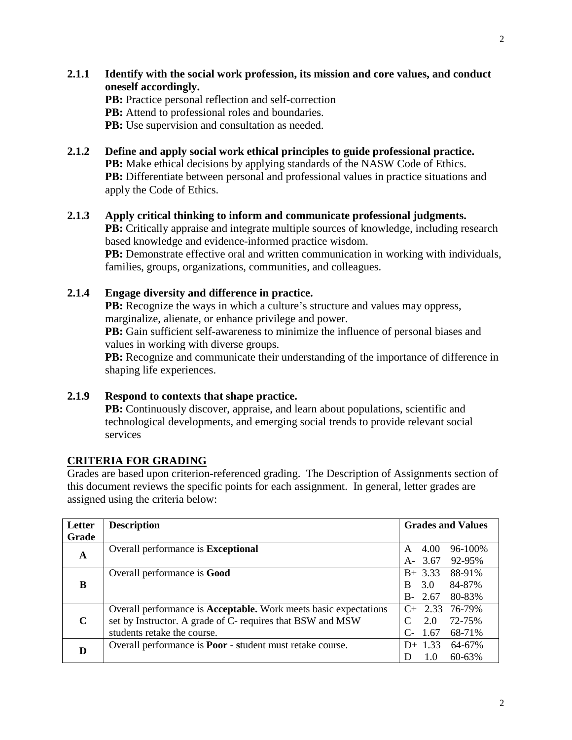**2.1.1 Identify with the social work profession, its mission and core values, and conduct oneself accordingly.**

**PB:** Practice personal reflection and self-correction
**PB:** Attend to professional roles and boundaries.
**PB:** Use supervision and consultation as needed.

**2.1.2 Define and apply social work ethical principles to guide professional practice.**

**PB:** Make ethical decisions by applying standards of the NASW Code of Ethics.
**PB:** Differentiate between personal and professional values in practice situations and apply the Code of Ethics.

**2.1.3 Apply critical thinking to inform and communicate professional judgments.**

**PB:** Critically appraise and integrate multiple sources of knowledge, including research based knowledge and evidence-informed practice wisdom.
**PB:** Demonstrate effective oral and written communication in working with individuals, families, groups, organizations, communities, and colleagues.

**2.1.4 Engage diversity and difference in practice.**

**PB:** Recognize the ways in which a culture's structure and values may oppress, marginalize, alienate, or enhance privilege and power.
**PB:** Gain sufficient self-awareness to minimize the influence of personal biases and values in working with diverse groups.
**PB:** Recognize and communicate their understanding of the importance of difference in shaping life experiences.

**2.1.9 Respond to contexts that shape practice.**

**PB:** Continuously discover, appraise, and learn about populations, scientific and technological developments, and emerging social trends to provide relevant social services

## CRITERIA FOR GRADING

Grades are based upon criterion-referenced grading. The Description of Assignments section of this document reviews the specific points for each assignment. In general, letter grades are assigned using the criteria below:

| Letter Grade | Description | Grades and Values |
|---|---|---|
| **A** | Overall performance is **Exceptional** | A 4.00 96-100% |
| | | A- 3.67 92-95% |
| **B** | Overall performance is **Good** | B+ 3.33 88-91% |
| | | B 3.0 84-87% |
| | | B- 2.67 80-83% |
| **C** | Overall performance is **Acceptable.** Work meets basic expectations set by Instructor. A grade of C- requires that BSW and MSW students retake the course. | C+ 2.33 76-79% |
| | | C 2.0 72-75% |
| | | C- 1.67 68-71% |
| **D** | Overall performance is **Poor - s**tudent must retake course. | D+ 1.33 64-67% |
| | | D 1.0 60-63% |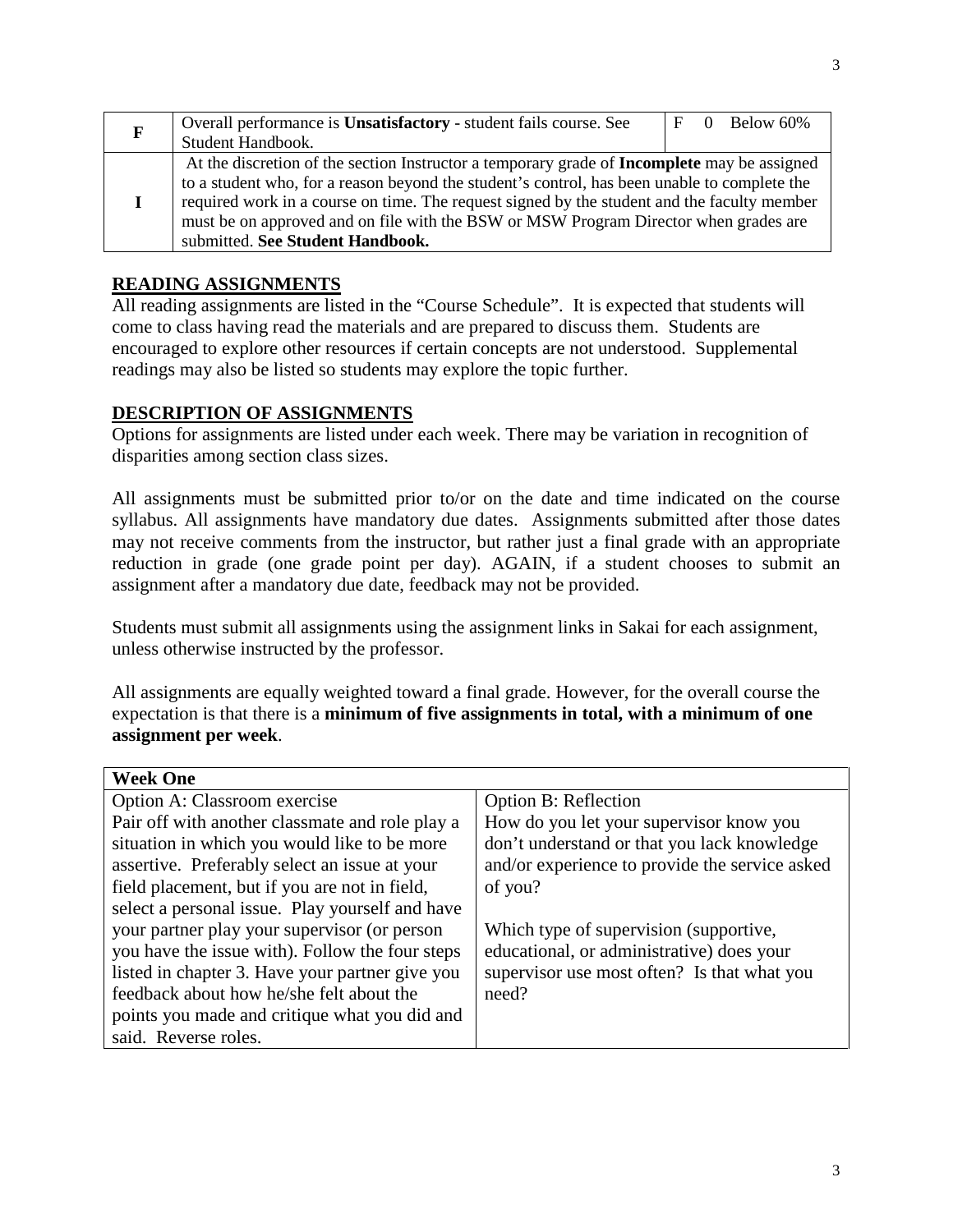| F | Overall performance is **Unsatisfactory** - student fails course. See Student Handbook. | F 0 Below 60% |
|---|---|---|
| I | At the discretion of the section Instructor a temporary grade of **Incomplete** may be assigned to a student who, for a reason beyond the student's control, has been unable to complete the required work in a course on time. The request signed by the student and the faculty member must be on approved and on file with the BSW or MSW Program Director when grades are submitted. **See Student Handbook.** | |

## READING ASSIGNMENTS

All reading assignments are listed in the "Course Schedule". It is expected that students will come to class having read the materials and are prepared to discuss them. Students are encouraged to explore other resources if certain concepts are not understood. Supplemental readings may also be listed so students may explore the topic further.

## DESCRIPTION OF ASSIGNMENTS

Options for assignments are listed under each week. There may be variation in recognition of disparities among section class sizes.

All assignments must be submitted prior to/or on the date and time indicated on the course syllabus. All assignments have mandatory due dates. Assignments submitted after those dates may not receive comments from the instructor, but rather just a final grade with an appropriate reduction in grade (one grade point per day). AGAIN, if a student chooses to submit an assignment after a mandatory due date, feedback may not be provided.

Students must submit all assignments using the assignment links in Sakai for each assignment, unless otherwise instructed by the professor.

All assignments are equally weighted toward a final grade. However, for the overall course the expectation is that there is a **minimum of five assignments in total, with a minimum of one assignment per week**.

| **Week One** | |
|---|---|
| Option A: Classroom exercise<br>Pair off with another classmate and role play a situation in which you would like to be more assertive. Preferably select an issue at your field placement, but if you are not in field, select a personal issue. Play yourself and have your partner play your supervisor (or person you have the issue with). Follow the four steps listed in chapter 3. Have your partner give you feedback about how he/she felt about the points you made and critique what you did and said. Reverse roles. | Option B: Reflection<br>How do you let your supervisor know you don't understand or that you lack knowledge and/or experience to provide the service asked of you?<br><br>Which type of supervision (supportive, educational, or administrative) does your supervisor use most often? Is that what you need? |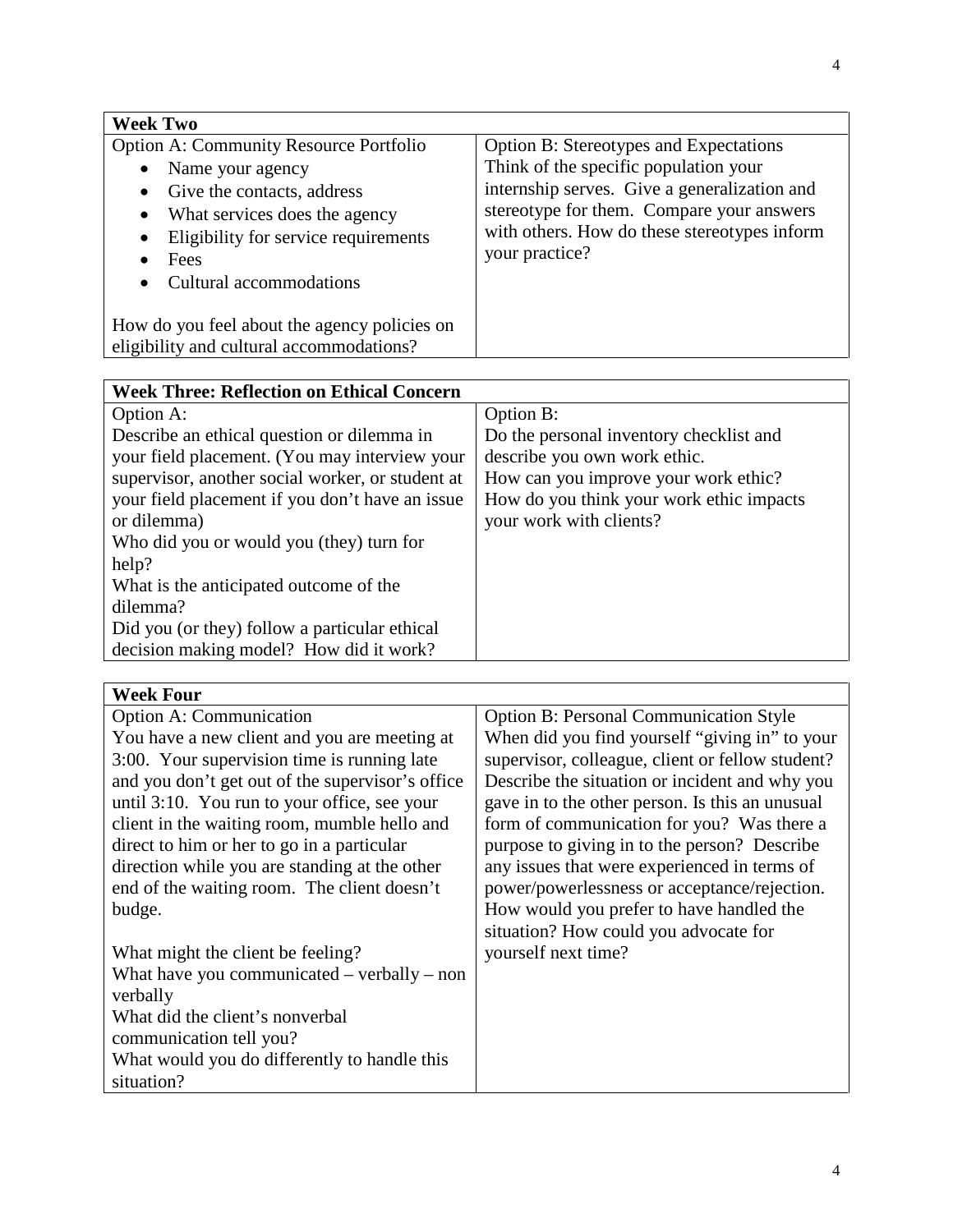| Week Two | |
|---|---|
| Option A: Community Resource Portfolio<br>• Name your agency<br>• Give the contacts, address<br>• What services does the agency<br>• Eligibility for service requirements<br>• Fees<br>• Cultural accommodations<br><br>How do you feel about the agency policies on eligibility and cultural accommodations? | Option B: Stereotypes and Expectations<br>Think of the specific population your internship serves. Give a generalization and stereotype for them. Compare your answers with others. How do these stereotypes inform your practice? |

| Week Three: Reflection on Ethical Concern | |
|---|---|
| Option A:<br>Describe an ethical question or dilemma in your field placement. (You may interview your supervisor, another social worker, or student at your field placement if you don't have an issue or dilemma)<br>Who did you or would you (they) turn for help?<br>What is the anticipated outcome of the dilemma?<br>Did you (or they) follow a particular ethical decision making model? How did it work? | Option B:<br>Do the personal inventory checklist and describe you own work ethic.<br>How can you improve your work ethic?<br>How do you think your work ethic impacts your work with clients? |

| Week Four | |
|---|---|
| Option A: Communication<br>You have a new client and you are meeting at 3:00. Your supervision time is running late and you don't get out of the supervisor's office until 3:10. You run to your office, see your client in the waiting room, mumble hello and direct to him or her to go in a particular direction while you are standing at the other end of the waiting room. The client doesn't budge.<br><br>What might the client be feeling?<br>What have you communicated – verbally – non verbally<br>What did the client's nonverbal communication tell you?<br>What would you do differently to handle this situation? | Option B: Personal Communication Style<br>When did you find yourself "giving in" to your supervisor, colleague, client or fellow student? Describe the situation or incident and why you gave in to the other person. Is this an unusual form of communication for you? Was there a purpose to giving in to the person? Describe any issues that were experienced in terms of power/powerlessness or acceptance/rejection. How would you prefer to have handled the situation? How could you advocate for yourself next time? |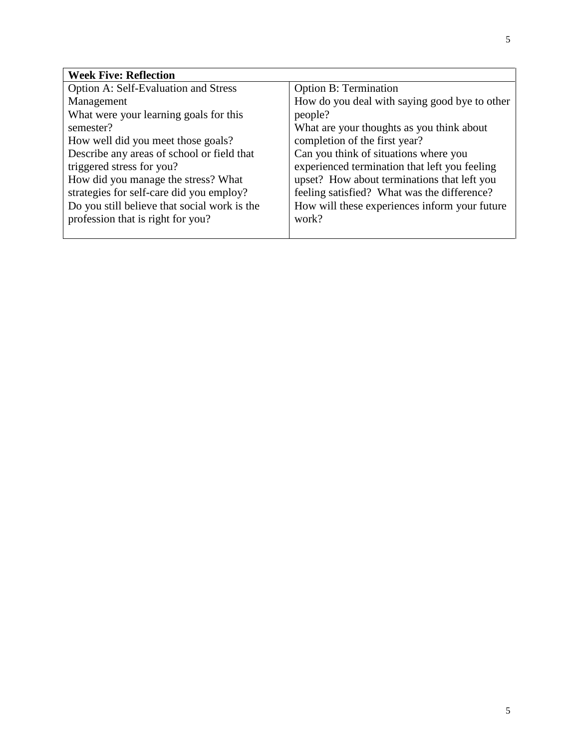| Week Five: Reflection | |
|---|---|
| Option A: Self-Evaluation and Stress Management<br>What were your learning goals for this semester?<br>How well did you meet those goals?<br>Describe any areas of school or field that triggered stress for you?<br>How did you manage the stress? What strategies for self-care did you employ?<br>Do you still believe that social work is the profession that is right for you? | Option B: Termination<br>How do you deal with saying good bye to other people?<br>What are your thoughts as you think about completion of the first year?<br>Can you think of situations where you experienced termination that left you feeling upset? How about terminations that left you feeling satisfied? What was the difference?<br>How will these experiences inform your future work? |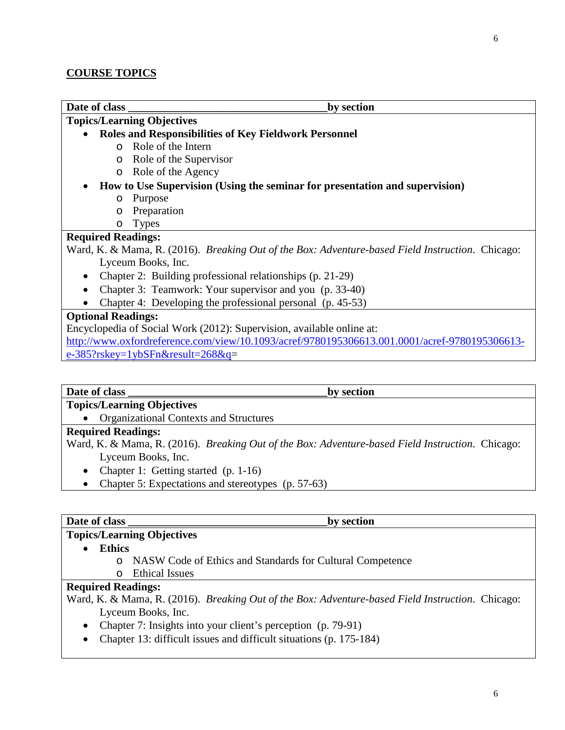## COURSE TOPICS

**Date of class \_\_\_\_\_\_\_\_\_\_\_\_\_\_\_\_\_\_\_\_\_\_\_\_\_\_\_\_\_\_\_\_\_\_\_\_\_by section**

**Topics/Learning Objectives**

- **Roles and Responsibilities of Key Fieldwork Personnel**
  - Role of the Intern
  - Role of the Supervisor
  - Role of the Agency
- **How to Use Supervision (Using the seminar for presentation and supervision)**
  - Purpose
  - Preparation
  - Types

**Required Readings:**

Ward, K. & Mama, R. (2016). *Breaking Out of the Box: Adventure-based Field Instruction*. Chicago: Lyceum Books, Inc.

- Chapter 2: Building professional relationships (p. 21-29)
- Chapter 3: Teamwork: Your supervisor and you (p. 33-40)
- Chapter 4: Developing the professional personal (p. 45-53)

**Optional Readings:**

Encyclopedia of Social Work (2012): Supervision, available online at: http://www.oxfordreference.com/view/10.1093/acref/9780195306613.001.0001/acref-9780195306613-e-385?rskey=1ybSFn&result=268&q=

**Date of class \_\_\_\_\_\_\_\_\_\_\_\_\_\_\_\_\_\_\_\_\_\_\_\_\_\_\_\_\_\_\_\_\_\_\_\_\_by section**

**Topics/Learning Objectives**

- Organizational Contexts and Structures

**Required Readings:**

Ward, K. & Mama, R. (2016). *Breaking Out of the Box: Adventure-based Field Instruction*. Chicago: Lyceum Books, Inc.

- Chapter 1: Getting started (p. 1-16)
- Chapter 5: Expectations and stereotypes (p. 57-63)

**Date of class \_\_\_\_\_\_\_\_\_\_\_\_\_\_\_\_\_\_\_\_\_\_\_\_\_\_\_\_\_\_\_\_\_\_\_\_\_by section**

**Topics/Learning Objectives**

- **Ethics**
  - NASW Code of Ethics and Standards for Cultural Competence
  - Ethical Issues

**Required Readings:**

Ward, K. & Mama, R. (2016). *Breaking Out of the Box: Adventure-based Field Instruction*. Chicago: Lyceum Books, Inc.

- Chapter 7: Insights into your client's perception (p. 79-91)
- Chapter 13: difficult issues and difficult situations (p. 175-184)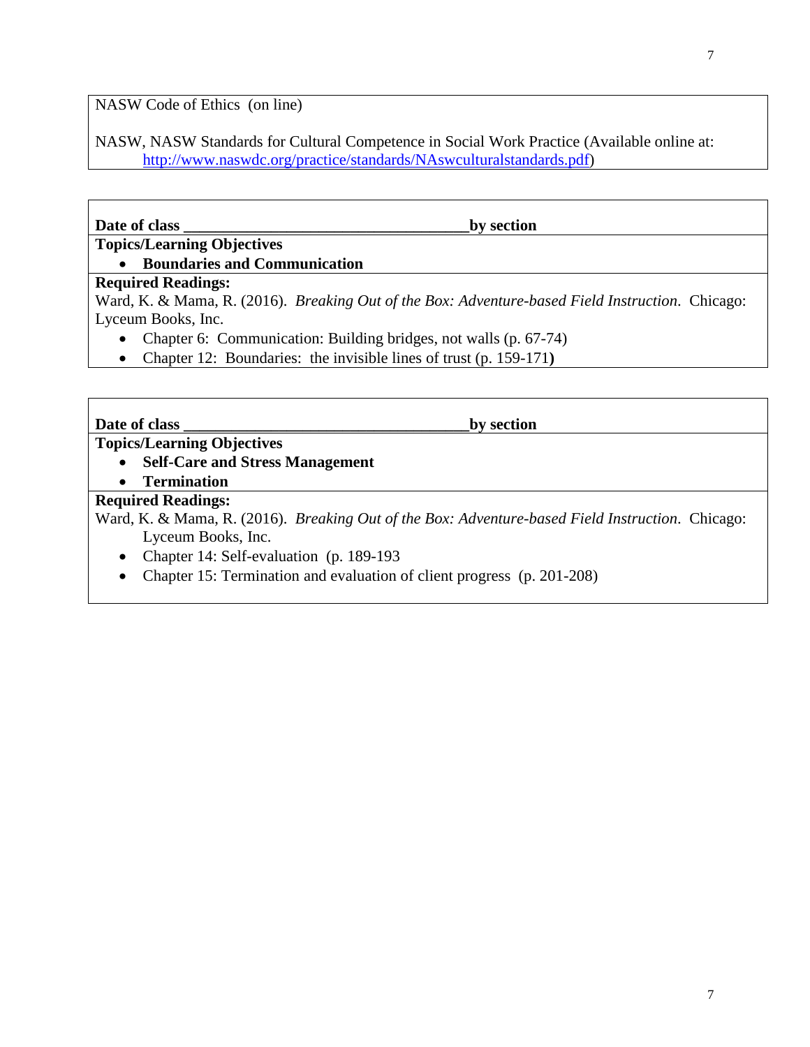NASW Code of Ethics (on line)

NASW, NASW Standards for Cultural Competence in Social Work Practice (Available online at: http://www.naswdc.org/practice/standards/NAswculturalstandards.pdf)

**Date of class \_\_\_\_\_\_\_\_\_\_\_\_\_\_\_\_\_\_\_\_\_\_\_\_\_\_\_\_\_\_\_\_\_\_\_\_by section**

**Topics/Learning Objectives**

- **Boundaries and Communication**

**Required Readings:**

Ward, K. & Mama, R. (2016). *Breaking Out of the Box: Adventure-based Field Instruction*. Chicago: Lyceum Books, Inc.

- Chapter 6: Communication: Building bridges, not walls (p. 67-74)
- Chapter 12: Boundaries: the invisible lines of trust (p. 159-171**)**

**Date of class \_\_\_\_\_\_\_\_\_\_\_\_\_\_\_\_\_\_\_\_\_\_\_\_\_\_\_\_\_\_\_\_\_\_\_\_by section**

**Topics/Learning Objectives**

- **Self-Care and Stress Management**
- **Termination**

**Required Readings:**

Ward, K. & Mama, R. (2016). *Breaking Out of the Box: Adventure-based Field Instruction*. Chicago: Lyceum Books, Inc.

- Chapter 14: Self-evaluation (p. 189-193
- Chapter 15: Termination and evaluation of client progress (p. 201-208)